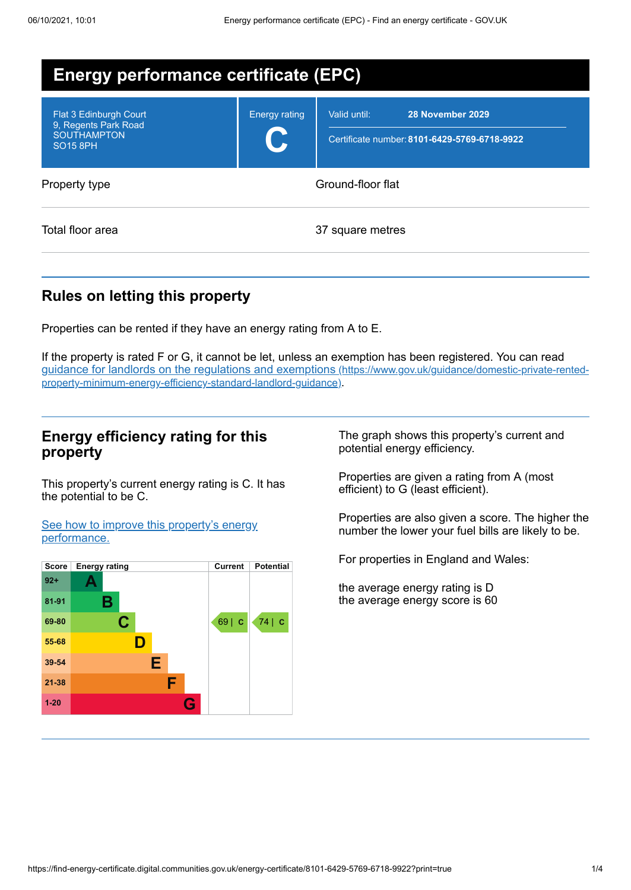# Energy performance certificate (EPC)

| | | |
|---|---|---|
| Flat 3 Edinburgh Court<br>9, Regents Park Road<br>SOUTHAMPTON<br>SO15 8PH | Energy rating<br>**C** | Valid until: **28 November 2029**<br>Certificate number: **8101-6429-5769-6718-9922** |

| | |
|---|---|
| Property type | Ground-floor flat |
| Total floor area | 37 square metres |

## Rules on letting this property

Properties can be rented if they have an energy rating from A to E.

If the property is rated F or G, it cannot be let, unless an exemption has been registered. You can read guidance for landlords on the regulations and exemptions (https://www.gov.uk/guidance/domestic-private-rented-property-minimum-energy-efficiency-standard-landlord-guidance).

## Energy efficiency rating for this property

This property's current energy rating is C. It has the potential to be C.

See how to improve this property's energy performance.

| Score | Energy rating | Current | Potential |
|---|---|---|---|
| 92+ | A | | |
| 81-91 | B | | |
| 69-80 | C | 69 \| C | 74 \| C |
| 55-68 | D | | |
| 39-54 | E | | |
| 21-38 | F | | |
| 1-20 | G | | |

The graph shows this property's current and potential energy efficiency.

Properties are given a rating from A (most efficient) to G (least efficient).

Properties are also given a score. The higher the number the lower your fuel bills are likely to be.

For properties in England and Wales:

the average energy rating is D
the average energy score is 60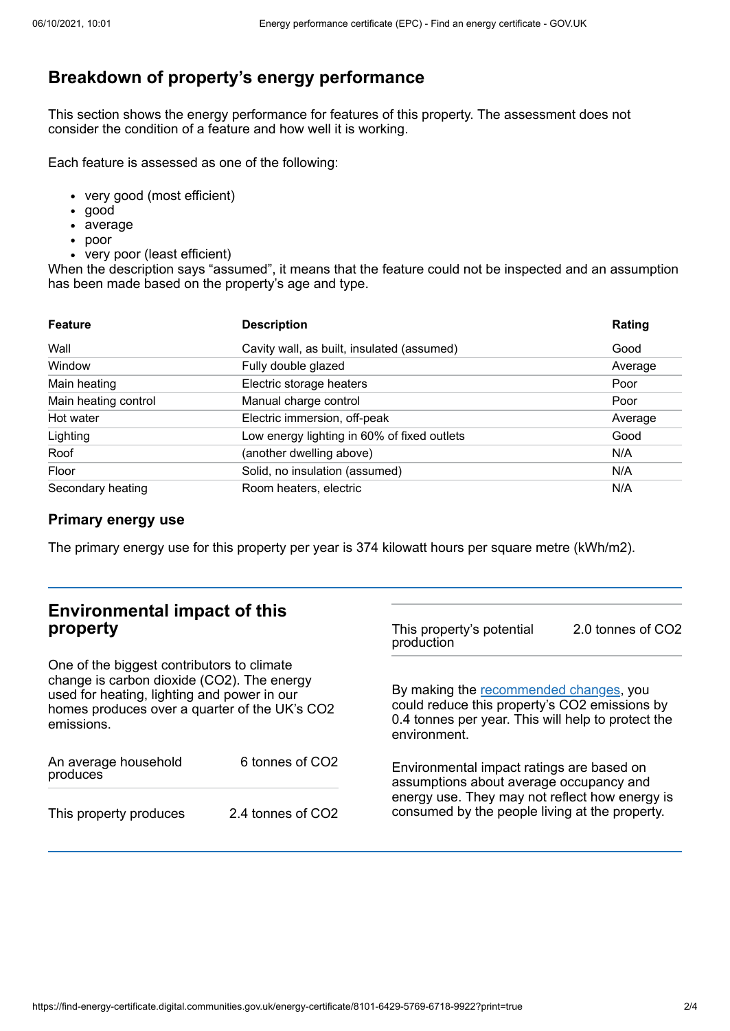## Breakdown of property's energy performance

This section shows the energy performance for features of this property. The assessment does not consider the condition of a feature and how well it is working.

Each feature is assessed as one of the following:

- very good (most efficient)
- good
- average
- poor
- very poor (least efficient)

When the description says "assumed", it means that the feature could not be inspected and an assumption has been made based on the property's age and type.

| Feature | Description | Rating |
| --- | --- | --- |
| Wall | Cavity wall, as built, insulated (assumed) | Good |
| Window | Fully double glazed | Average |
| Main heating | Electric storage heaters | Poor |
| Main heating control | Manual charge control | Poor |
| Hot water | Electric immersion, off-peak | Average |
| Lighting | Low energy lighting in 60% of fixed outlets | Good |
| Roof | (another dwelling above) | N/A |
| Floor | Solid, no insulation (assumed) | N/A |
| Secondary heating | Room heaters, electric | N/A |

### Primary energy use

The primary energy use for this property per year is 374 kilowatt hours per square metre (kWh/m2).

## Environmental impact of this property

One of the biggest contributors to climate change is carbon dioxide ($CO_2$). The energy used for heating, lighting and power in our homes produces over a quarter of the UK's $CO_2$ emissions.

| | |
| --- | --- |
| An average household produces | 6 tonnes of $CO_2$ |
| This property produces | 2.4 tonnes of $CO_2$ |
| This property's potential production | 2.0 tonnes of $CO_2$ |

By making the recommended changes, you could reduce this property's $CO_2$ emissions by 0.4 tonnes per year. This will help to protect the environment.

Environmental impact ratings are based on assumptions about average occupancy and energy use. They may not reflect how energy is consumed by the people living at the property.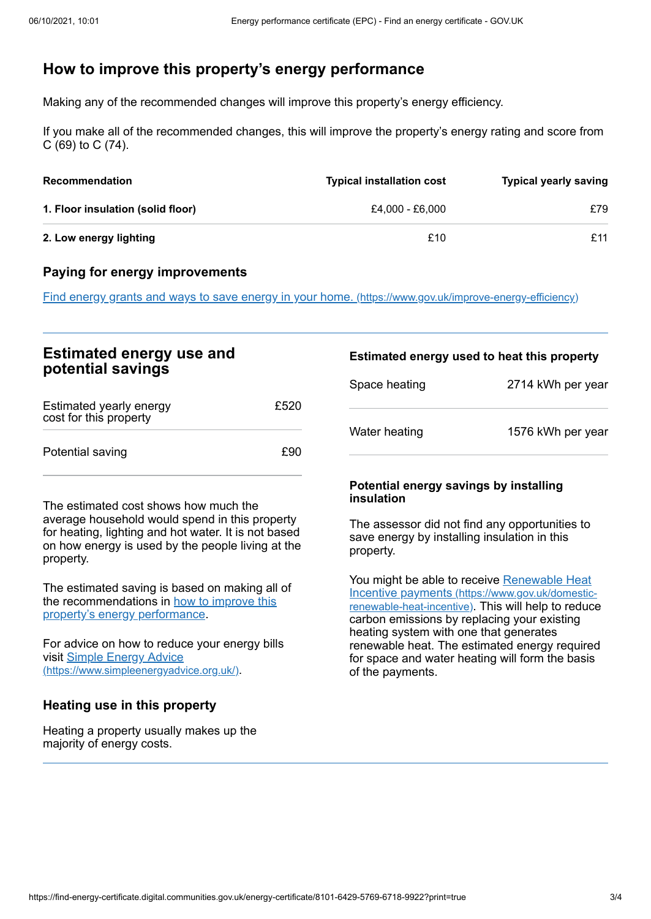## How to improve this property's energy performance

Making any of the recommended changes will improve this property's energy efficiency.

If you make all of the recommended changes, this will improve the property's energy rating and score from C (69) to C (74).

| Recommendation | Typical installation cost | Typical yearly saving |
| --- | --- | --- |
| **1. Floor insulation (solid floor)** | £4,000 - £6,000 | £79 |
| **2. Low energy lighting** | £10 | £11 |

### Paying for energy improvements

[Find energy grants and ways to save energy in your home. (https://www.gov.uk/improve-energy-efficiency)](https://www.gov.uk/improve-energy-efficiency)

## Estimated energy use and potential savings

| | |
| --- | --- |
| Estimated yearly energy cost for this property | £520 |
| Potential saving | £90 |

The estimated cost shows how much the average household would spend in this property for heating, lighting and hot water. It is not based on how energy is used by the people living at the property.

The estimated saving is based on making all of the recommendations in [how to improve this property's energy performance](#).

For advice on how to reduce your energy bills visit [Simple Energy Advice (https://www.simpleenergyadvice.org.uk/)](https://www.simpleenergyadvice.org.uk/).

### Heating use in this property

Heating a property usually makes up the majority of energy costs.

### Estimated energy used to heat this property

| | |
| --- | --- |
| Space heating | 2714 kWh per year |
| Water heating | 1576 kWh per year |

### Potential energy savings by installing insulation

The assessor did not find any opportunities to save energy by installing insulation in this property.

You might be able to receive [Renewable Heat Incentive payments (https://www.gov.uk/domestic-renewable-heat-incentive)](https://www.gov.uk/domestic-renewable-heat-incentive). This will help to reduce carbon emissions by replacing your existing heating system with one that generates renewable heat. The estimated energy required for space and water heating will form the basis of the payments.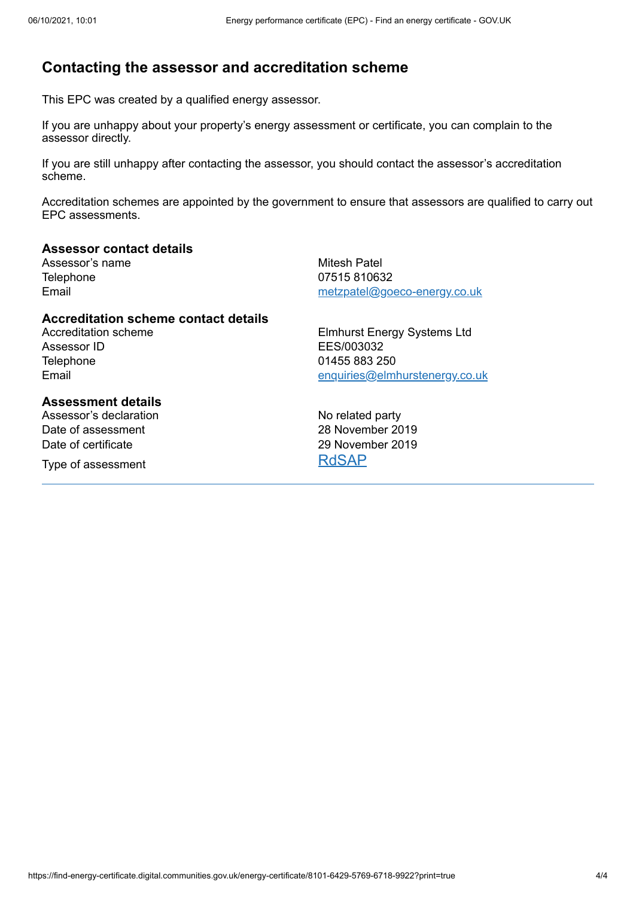## Contacting the assessor and accreditation scheme

This EPC was created by a qualified energy assessor.

If you are unhappy about your property's energy assessment or certificate, you can complain to the assessor directly.

If you are still unhappy after contacting the assessor, you should contact the assessor's accreditation scheme.

Accreditation schemes are appointed by the government to ensure that assessors are qualified to carry out EPC assessments.

### Assessor contact details

| | |
|---|---|
| Assessor's name | Mitesh Patel |
| Telephone | 07515 810632 |
| Email | metzpatel@goeco-energy.co.uk |

### Accreditation scheme contact details

| | |
|---|---|
| Accreditation scheme | Elmhurst Energy Systems Ltd |
| Assessor ID | EES/003032 |
| Telephone | 01455 883 250 |
| Email | enquiries@elmhurstenergy.co.uk |

### Assessment details

| | |
|---|---|
| Assessor's declaration | No related party |
| Date of assessment | 28 November 2019 |
| Date of certificate | 29 November 2019 |
| Type of assessment | RdSAP |